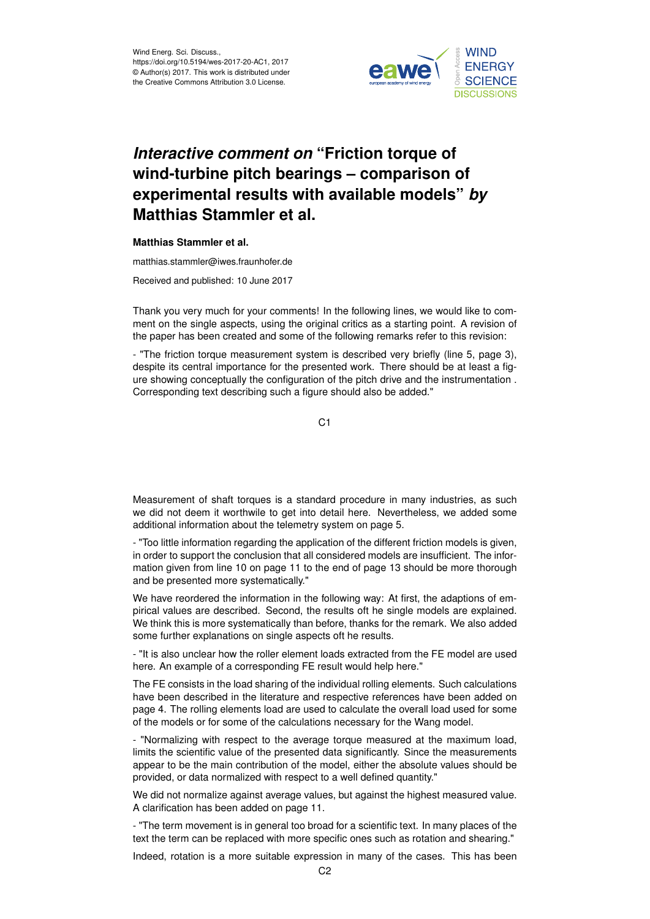# *Interactive comment on* "Friction torque of wind-turbine pitch bearings – comparison of experimental results with available models" *by* Matthias Stammler et al.

**Matthias Stammler et al.**

matthias.stammler@iwes.fraunhofer.de

Received and published: 10 June 2017

Thank you very much for your comments! In the following lines, we would like to comment on the single aspects, using the original critics as a starting point. A revision of the paper has been created and some of the following remarks refer to this revision:

- "The friction torque measurement system is described very briefly (line 5, page 3), despite its central importance for the presented work. There should be at least a figure showing conceptually the configuration of the pitch drive and the instrumentation . Corresponding text describing such a figure should also be added."

Measurement of shaft torques is a standard procedure in many industries, as such we did not deem it worthwile to get into detail here. Nevertheless, we added some additional information about the telemetry system on page 5.

- "Too little information regarding the application of the different friction models is given, in order to support the conclusion that all considered models are insufficient. The information given from line 10 on page 11 to the end of page 13 should be more thorough and be presented more systematically."

We have reordered the information in the following way: At first, the adaptions of empirical values are described. Second, the results oft he single models are explained. We think this is more systematically than before, thanks for the remark. We also added some further explanations on single aspects oft he results.

- "It is also unclear how the roller element loads extracted from the FE model are used here. An example of a corresponding FE result would help here."

The FE consists in the load sharing of the individual rolling elements. Such calculations have been described in the literature and respective references have been added on page 4. The rolling elements load are used to calculate the overall load used for some of the models or for some of the calculations necessary for the Wang model.

- "Normalizing with respect to the average torque measured at the maximum load, limits the scientific value of the presented data significantly. Since the measurements appear to be the main contribution of the model, either the absolute values should be provided, or data normalized with respect to a well defined quantity."

We did not normalize against average values, but against the highest measured value. A clarification has been added on page 11.

- "The term movement is in general too broad for a scientific text. In many places of the text the term can be replaced with more specific ones such as rotation and shearing."

Indeed, rotation is a more suitable expression in many of the cases. This has been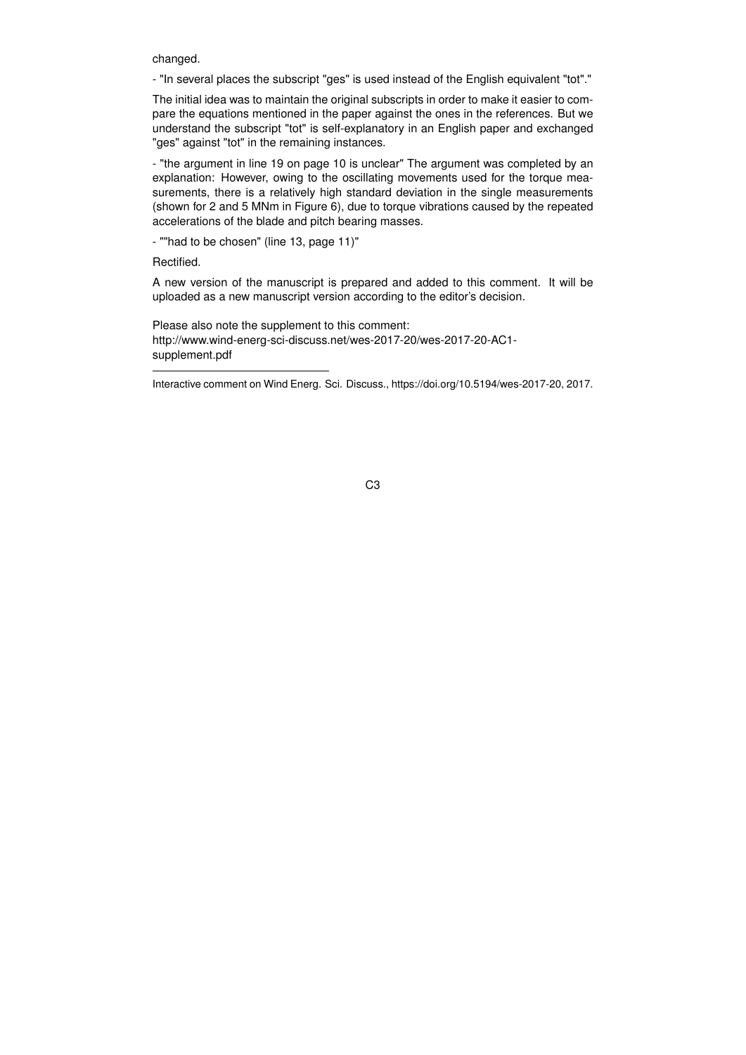changed.

- "In several places the subscript "ges" is used instead of the English equivalent "tot"."

The initial idea was to maintain the original subscripts in order to make it easier to compare the equations mentioned in the paper against the ones in the references. But we understand the subscript "tot" is self-explanatory in an English paper and exchanged "ges" against "tot" in the remaining instances.

- "the argument in line 19 on page 10 is unclear" The argument was completed by an explanation: However, owing to the oscillating movements used for the torque measurements, there is a relatively high standard deviation in the single measurements (shown for 2 and 5 MNm in Figure 6), due to torque vibrations caused by the repeated accelerations of the blade and pitch bearing masses.

- ""had to be chosen" (line 13, page 11)"

Rectified.

A new version of the manuscript is prepared and added to this comment. It will be uploaded as a new manuscript version according to the editor's decision.

Please also note the supplement to this comment:
http://www.wind-energ-sci-discuss.net/wes-2017-20/wes-2017-20-AC1-supplement.pdf

---

Interactive comment on Wind Energ. Sci. Discuss., https://doi.org/10.5194/wes-2017-20, 2017.